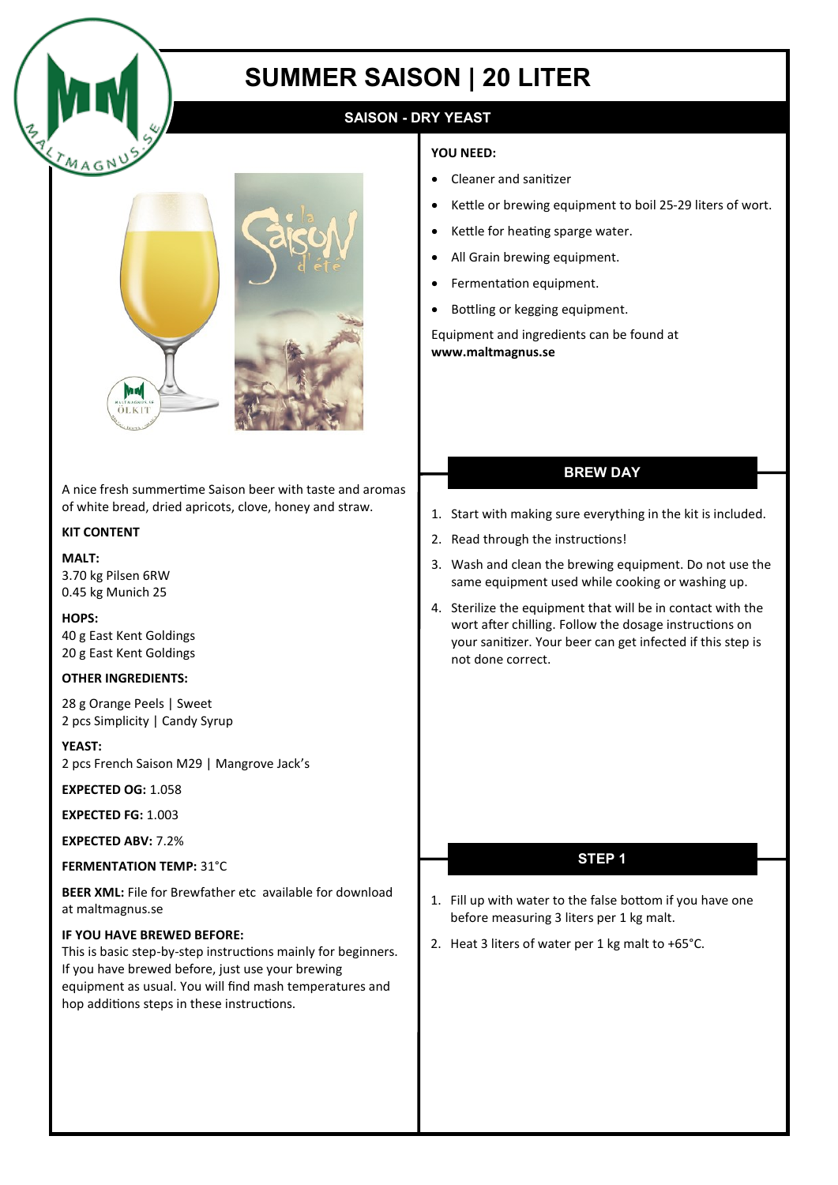# SUMMER SAISON | 20 LITER

## SAISON - DRY YEAST

A nice fresh summertime Saison beer with taste and aromas of white bread, dried apricots, clove, honey and straw.

**KIT CONTENT**

**MALT:**
3.70 kg Pilsen 6RW
0.45 kg Munich 25

**HOPS:**
40 g East Kent Goldings
20 g East Kent Goldings

**OTHER INGREDIENTS:**

28 g Orange Peels | Sweet
2 pcs Simplicity | Candy Syrup

**YEAST:**
2 pcs French Saison M29 | Mangrove Jack's

**EXPECTED OG:** 1.058

**EXPECTED FG:** 1.003

**EXPECTED ABV:** 7.2%

**FERMENTATION TEMP:** 31°C

**BEER XML:** File for Brewfather etc available for download at maltmagnus.se

**IF YOU HAVE BREWED BEFORE:**
This is basic step-by-step instructions mainly for beginners. If you have brewed before, just use your brewing equipment as usual. You will find mash temperatures and hop additions steps in these instructions.

**YOU NEED:**

- Cleaner and sanitizer
- Kettle or brewing equipment to boil 25-29 liters of wort.
- Kettle for heating sparge water.
- All Grain brewing equipment.
- Fermentation equipment.
- Bottling or kegging equipment.

Equipment and ingredients can be found at **www.maltmagnus.se**

### BREW DAY

1. Start with making sure everything in the kit is included.
2. Read through the instructions!
3. Wash and clean the brewing equipment. Do not use the same equipment used while cooking or washing up.
4. Sterilize the equipment that will be in contact with the wort after chilling. Follow the dosage instructions on your sanitizer. Your beer can get infected if this step is not done correct.

### STEP 1

1. Fill up with water to the false bottom if you have one before measuring 3 liters per 1 kg malt.
2. Heat 3 liters of water per 1 kg malt to +65°C.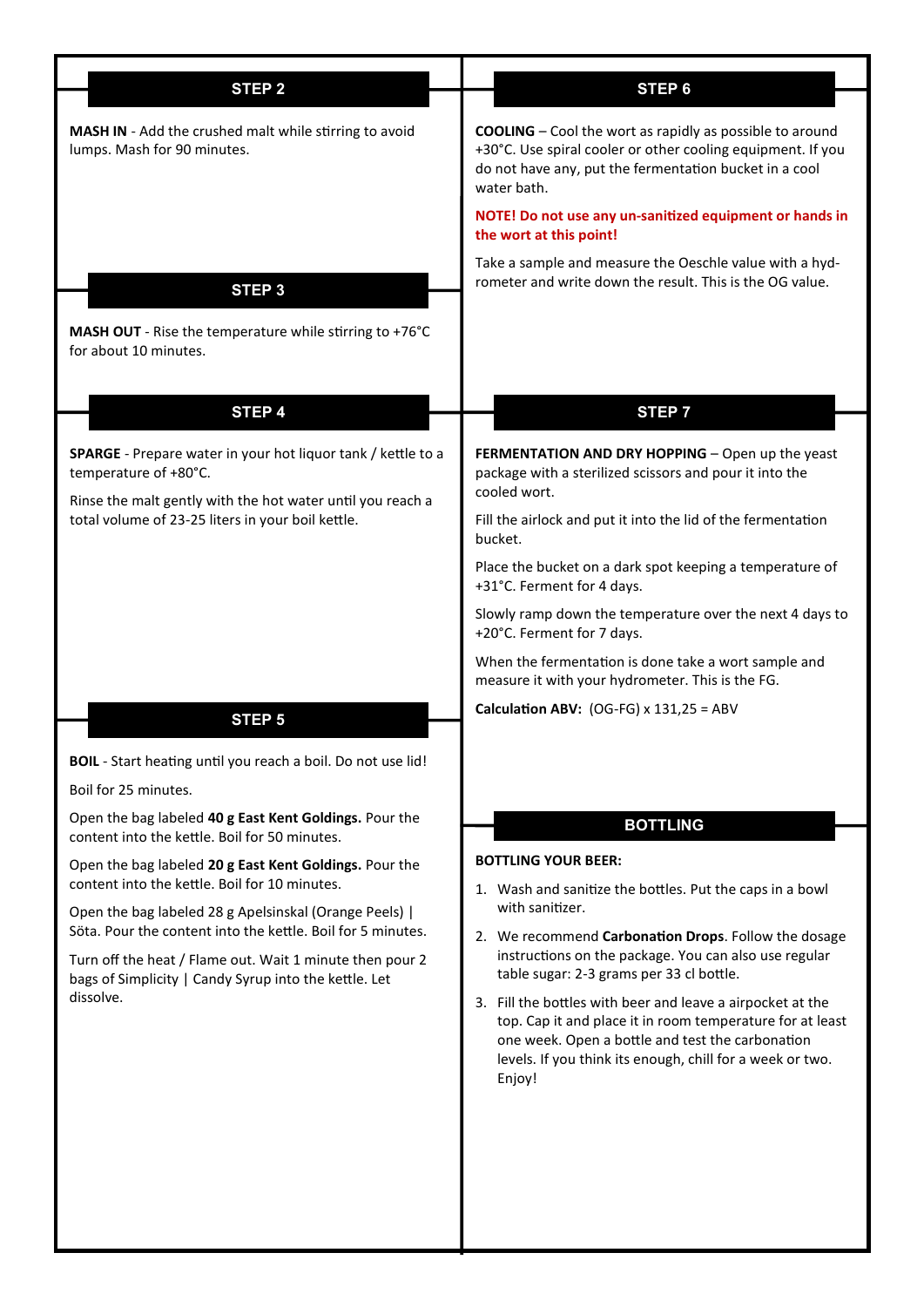## STEP 2

**MASH IN** - Add the crushed malt while stirring to avoid lumps. Mash for 90 minutes.

## STEP 3

**MASH OUT** - Rise the temperature while stirring to +76°C for about 10 minutes.

## STEP 4

**SPARGE** - Prepare water in your hot liquor tank / kettle to a temperature of +80°C.

Rinse the malt gently with the hot water until you reach a total volume of 23-25 liters in your boil kettle.

## STEP 5

**BOIL** - Start heating until you reach a boil. Do not use lid!

Boil for 25 minutes.

Open the bag labeled **40 g East Kent Goldings.** Pour the content into the kettle. Boil for 50 minutes.

Open the bag labeled **20 g East Kent Goldings.** Pour the content into the kettle. Boil for 10 minutes.

Open the bag labeled 28 g Apelsinskal (Orange Peels) | Söta. Pour the content into the kettle. Boil for 5 minutes.

Turn off the heat / Flame out. Wait 1 minute then pour 2 bags of Simplicity | Candy Syrup into the kettle. Let dissolve.

## STEP 6

**COOLING** – Cool the wort as rapidly as possible to around +30°C. Use spiral cooler or other cooling equipment. If you do not have any, put the fermentation bucket in a cool water bath.

**NOTE! Do not use any un-sanitized equipment or hands in the wort at this point!**

Take a sample and measure the Oeschle value with a hyd-rometer and write down the result. This is the OG value.

## STEP 7

**FERMENTATION AND DRY HOPPING** – Open up the yeast package with a sterilized scissors and pour it into the cooled wort.

Fill the airlock and put it into the lid of the fermentation bucket.

Place the bucket on a dark spot keeping a temperature of +31°C. Ferment for 4 days.

Slowly ramp down the temperature over the next 4 days to +20°C. Ferment for 7 days.

When the fermentation is done take a wort sample and measure it with your hydrometer. This is the FG.

**Calculation ABV:** (OG-FG) x 131,25 = ABV

## BOTTLING

**BOTTLING YOUR BEER:**

1. Wash and sanitize the bottles. Put the caps in a bowl with sanitizer.
2. We recommend **Carbonation Drops**. Follow the dosage instructions on the package. You can also use regular table sugar: 2-3 grams per 33 cl bottle.
3. Fill the bottles with beer and leave a airpocket at the top. Cap it and place it in room temperature for at least one week. Open a bottle and test the carbonation levels. If you think its enough, chill for a week or two. Enjoy!